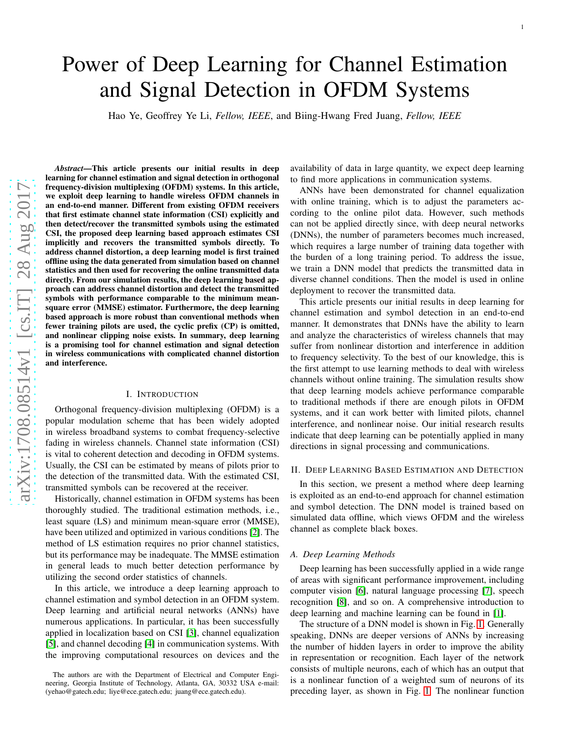# Power of Deep Learning for Channel Estimation and Signal Detection in OFDM Systems

Hao Ye, Geoffrey Ye Li, *Fellow, IEEE*, and Biing-Hwang Fred Juang, *Fellow, IEEE*

***Abstract*—This article presents our initial results in deep learning for channel estimation and signal detection in orthogonal frequency-division multiplexing (OFDM) systems. In this article, we exploit deep learning to handle wireless OFDM channels in an end-to-end manner. Different from existing OFDM receivers that first estimate channel state information (CSI) explicitly and then detect/recover the transmitted symbols using the estimated CSI, the proposed deep learning based approach estimates CSI implicitly and recovers the transmitted symbols directly. To address channel distortion, a deep learning model is first trained offline using the data generated from simulation based on channel statistics and then used for recovering the online transmitted data directly. From our simulation results, the deep learning based approach can address channel distortion and detect the transmitted symbols with performance comparable to the minimum mean-square error (MMSE) estimator. Furthermore, the deep learning based approach is more robust than conventional methods when fewer training pilots are used, the cyclic prefix (CP) is omitted, and nonlinear clipping noise exists. In summary, deep learning is a promising tool for channel estimation and signal detection in wireless communications with complicated channel distortion and interference.**

## I. Introduction

Orthogonal frequency-division multiplexing (OFDM) is a popular modulation scheme that has been widely adopted in wireless broadband systems to combat frequency-selective fading in wireless channels. Channel state information (CSI) is vital to coherent detection and decoding in OFDM systems. Usually, the CSI can be estimated by means of pilots prior to the detection of the transmitted data. With the estimated CSI, transmitted symbols can be recovered at the receiver.

Historically, channel estimation in OFDM systems has been thoroughly studied. The traditional estimation methods, i.e., least square (LS) and minimum mean-square error (MMSE), have been utilized and optimized in various conditions [2]. The method of LS estimation requires no prior channel statistics, but its performance may be inadequate. The MMSE estimation in general leads to much better detection performance by utilizing the second order statistics of channels.

In this article, we introduce a deep learning approach to channel estimation and symbol detection in an OFDM system. Deep learning and artificial neural networks (ANNs) have numerous applications. In particular, it has been successfully applied in localization based on CSI [3], channel equalization [5], and channel decoding [4] in communication systems. With the improving computational resources on devices and the availability of data in large quantity, we expect deep learning to find more applications in communication systems.

ANNs have been demonstrated for channel equalization with online training, which is to adjust the parameters according to the online pilot data. However, such methods can not be applied directly since, with deep neural networks (DNNs), the number of parameters becomes much increased, which requires a large number of training data together with the burden of a long training period. To address the issue, we train a DNN model that predicts the transmitted data in diverse channel conditions. Then the model is used in online deployment to recover the transmitted data.

This article presents our initial results in deep learning for channel estimation and symbol detection in an end-to-end manner. It demonstrates that DNNs have the ability to learn and analyze the characteristics of wireless channels that may suffer from nonlinear distortion and interference in addition to frequency selectivity. To the best of our knowledge, this is the first attempt to use learning methods to deal with wireless channels without online training. The simulation results show that deep learning models achieve performance comparable to traditional methods if there are enough pilots in OFDM systems, and it can work better with limited pilots, channel interference, and nonlinear noise. Our initial research results indicate that deep learning can be potentially applied in many directions in signal processing and communications.

## II. Deep Learning Based Estimation and Detection

In this section, we present a method where deep learning is exploited as an end-to-end approach for channel estimation and symbol detection. The DNN model is trained based on simulated data offline, which views OFDM and the wireless channel as complete black boxes.

### A. Deep Learning Methods

Deep learning has been successfully applied in a wide range of areas with significant performance improvement, including computer vision [6], natural language processing [7], speech recognition [8], and so on. A comprehensive introduction to deep learning and machine learning can be found in [1].

The structure of a DNN model is shown in Fig. 1. Generally speaking, DNNs are deeper versions of ANNs by increasing the number of hidden layers in order to improve the ability in representation or recognition. Each layer of the network consists of multiple neurons, each of which has an output that is a nonlinear function of a weighted sum of neurons of its preceding layer, as shown in Fig. 1. The nonlinear function

The authors are with the Department of Electrical and Computer Engineering, Georgia Institute of Technology, Atlanta, GA, 30332 USA e-mail: (yehao@gatech.edu; liye@ece.gatech.edu; juang@ece.gatech.edu).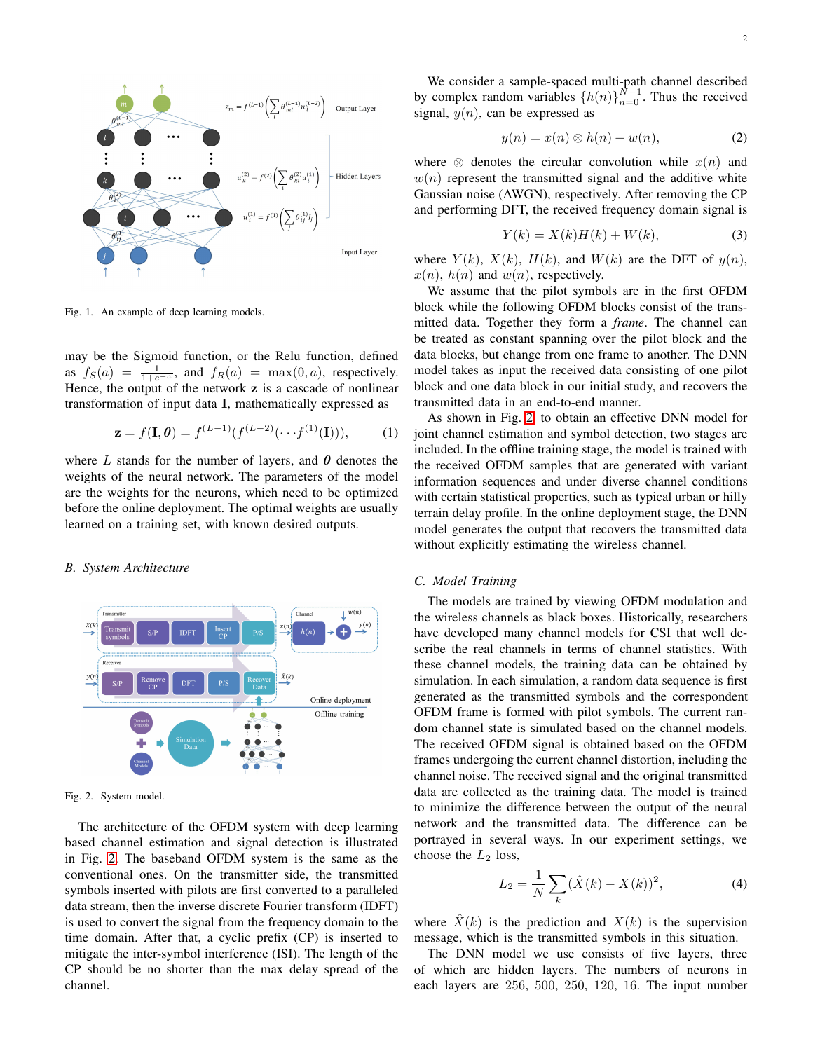Fig. 1. An example of deep learning models.

may be the Sigmoid function, or the Relu function, defined as $f_S(a) = \frac{1}{1+e^{-a}}$, and $f_R(a) = \max(0, a)$, respectively. Hence, the output of the network $\mathbf{z}$ is a cascade of nonlinear transformation of input data $\mathbf{I}$, mathematically expressed as

$$\mathbf{z} = f(\mathbf{I}, \boldsymbol{\theta}) = f^{(L-1)}(f^{(L-2)}(\cdots f^{(1)}(\mathbf{I}))), \tag{1}$$

where $L$ stands for the number of layers, and $\boldsymbol{\theta}$ denotes the weights of the neural network. The parameters of the model are the weights for the neurons, which need to be optimized before the online deployment. The optimal weights are usually learned on a training set, with known desired outputs.

## B. System Architecture

Fig. 2. System model.

The architecture of the OFDM system with deep learning based channel estimation and signal detection is illustrated in Fig. 2. The baseband OFDM system is the same as the conventional ones. On the transmitter side, the transmitted symbols inserted with pilots are first converted to a paralleled data stream, then the inverse discrete Fourier transform (IDFT) is used to convert the signal from the frequency domain to the time domain. After that, a cyclic prefix (CP) is inserted to mitigate the inter-symbol interference (ISI). The length of the CP should be no shorter than the max delay spread of the channel.

We consider a sample-spaced multi-path channel described by complex random variables $\{h(n)\}_{n=0}^{N-1}$. Thus the received signal, $y(n)$, can be expressed as

$$y(n) = x(n) \otimes h(n) + w(n), \tag{2}$$

where $\otimes$ denotes the circular convolution while $x(n)$ and $w(n)$ represent the transmitted signal and the additive white Gaussian noise (AWGN), respectively. After removing the CP and performing DFT, the received frequency domain signal is

$$Y(k) = X(k)H(k) + W(k), \tag{3}$$

where $Y(k)$, $X(k)$, $H(k)$, and $W(k)$ are the DFT of $y(n)$, $x(n)$, $h(n)$ and $w(n)$, respectively.

We assume that the pilot symbols are in the first OFDM block while the following OFDM blocks consist of the transmitted data. Together they form a *frame*. The channel can be treated as constant spanning over the pilot block and the data blocks, but change from one frame to another. The DNN model takes as input the received data consisting of one pilot block and one data block in our initial study, and recovers the transmitted data in an end-to-end manner.

As shown in Fig. 2, to obtain an effective DNN model for joint channel estimation and symbol detection, two stages are included. In the offline training stage, the model is trained with the received OFDM samples that are generated with variant information sequences and under diverse channel conditions with certain statistical properties, such as typical urban or hilly terrain delay profile. In the online deployment stage, the DNN model generates the output that recovers the transmitted data without explicitly estimating the wireless channel.

## C. Model Training

The models are trained by viewing OFDM modulation and the wireless channels as black boxes. Historically, researchers have developed many channel models for CSI that well describe the real channels in terms of channel statistics. With these channel models, the training data can be obtained by simulation. In each simulation, a random data sequence is first generated as the transmitted symbols and the correspondent OFDM frame is formed with pilot symbols. The current random channel state is simulated based on the channel models. The received OFDM signal is obtained based on the OFDM frames undergoing the current channel distortion, including the channel noise. The received signal and the original transmitted data are collected as the training data. The model is trained to minimize the difference between the output of the neural network and the transmitted data. The difference can be portrayed in several ways. In our experiment settings, we choose the $L_2$ loss,

$$L_2 = \frac{1}{N}\sum_k (\hat{X}(k) - X(k))^2, \tag{4}$$

where $\hat{X}(k)$ is the prediction and $X(k)$ is the supervision message, which is the transmitted symbols in this situation.

The DNN model we use consists of five layers, three of which are hidden layers. The numbers of neurons in each layers are 256, 500, 250, 120, 16. The input number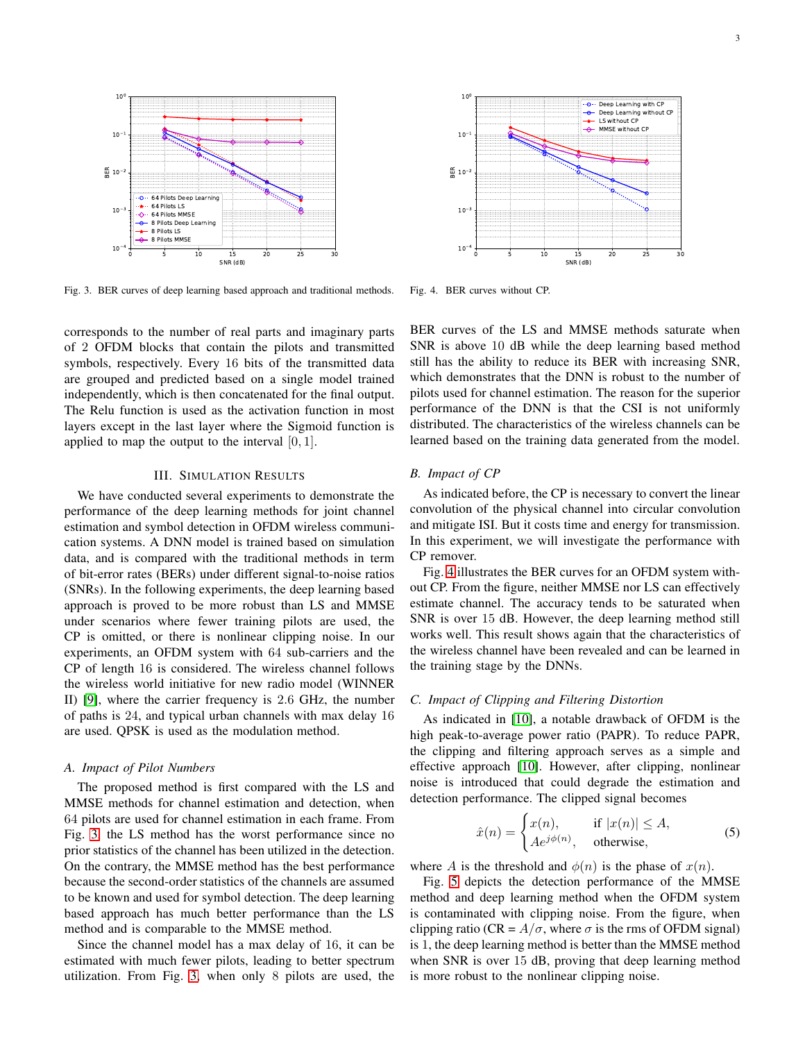$10^0$
$10^{-1}$
$10^{-2}$
$10^{-3}$
$10^{-4}$
BER
0 5 10 15 20 25 30
SNR (dB)
64 Pilots Deep Learning
64 Pilots LS
64 Pilots MMSE
8 Pilots Deep Learning
8 Pilots LS
8 Pilots MMSE

Fig. 3. BER curves of deep learning based approach and traditional methods.

$10^0$
$10^{-1}$
$10^{-2}$
$10^{-3}$
$10^{-4}$
BER
0 5 10 15 20 25 30
SNR (dB)
Deep Learning with CP
Deep Learning without CP
LS without CP
MMSE without CP

Fig. 4. BER curves without CP.

corresponds to the number of real parts and imaginary parts of 2 OFDM blocks that contain the pilots and transmitted symbols, respectively. Every 16 bits of the transmitted data are grouped and predicted based on a single model trained independently, which is then concatenated for the final output. The Relu function is used as the activation function in most layers except in the last layer where the Sigmoid function is applied to map the output to the interval $[0, 1]$.

## III. Simulation Results

We have conducted several experiments to demonstrate the performance of the deep learning methods for joint channel estimation and symbol detection in OFDM wireless communication systems. A DNN model is trained based on simulation data, and is compared with the traditional methods in term of bit-error rates (BERs) under different signal-to-noise ratios (SNRs). In the following experiments, the deep learning based approach is proved to be more robust than LS and MMSE under scenarios where fewer training pilots are used, the CP is omitted, or there is nonlinear clipping noise. In our experiments, an OFDM system with 64 sub-carriers and the CP of length 16 is considered. The wireless channel follows the wireless world initiative for new radio model (WINNER II) [9], where the carrier frequency is 2.6 GHz, the number of paths is 24, and typical urban channels with max delay 16 are used. QPSK is used as the modulation method.

### A. Impact of Pilot Numbers

The proposed method is first compared with the LS and MMSE methods for channel estimation and detection, when 64 pilots are used for channel estimation in each frame. From Fig. 3, the LS method has the worst performance since no prior statistics of the channel has been utilized in the detection. On the contrary, the MMSE method has the best performance because the second-order statistics of the channels are assumed to be known and used for symbol detection. The deep learning based approach has much better performance than the LS method and is comparable to the MMSE method.

Since the channel model has a max delay of 16, it can be estimated with much fewer pilots, leading to better spectrum utilization. From Fig. 3, when only 8 pilots are used, the BER curves of the LS and MMSE methods saturate when SNR is above 10 dB while the deep learning based method still has the ability to reduce its BER with increasing SNR, which demonstrates that the DNN is robust to the number of pilots used for channel estimation. The reason for the superior performance of the DNN is that the CSI is not uniformly distributed. The characteristics of the wireless channels can be learned based on the training data generated from the model.

### B. Impact of CP

As indicated before, the CP is necessary to convert the linear convolution of the physical channel into circular convolution and mitigate ISI. But it costs time and energy for transmission. In this experiment, we will investigate the performance with CP remover.

Fig. 4 illustrates the BER curves for an OFDM system without CP. From the figure, neither MMSE nor LS can effectively estimate channel. The accuracy tends to be saturated when SNR is over 15 dB. However, the deep learning method still works well. This result shows again that the characteristics of the wireless channel have been revealed and can be learned in the training stage by the DNNs.

### C. Impact of Clipping and Filtering Distortion

As indicated in [10], a notable drawback of OFDM is the high peak-to-average power ratio (PAPR). To reduce PAPR, the clipping and filtering approach serves as a simple and effective approach [10]. However, after clipping, nonlinear noise is introduced that could degrade the estimation and detection performance. The clipped signal becomes

$$\hat{x}(n) = \begin{cases} x(n), & \text{if } |x(n)| \leq A, \\ Ae^{j\phi(n)}, & \text{otherwise,} \end{cases} \tag{5}$$

where $A$ is the threshold and $\phi(n)$ is the phase of $x(n)$.

Fig. 5 depicts the detection performance of the MMSE method and deep learning method when the OFDM system is contaminated with clipping noise. From the figure, when clipping ratio (CR = $A/\sigma$, where $\sigma$ is the rms of OFDM signal) is 1, the deep learning method is better than the MMSE method when SNR is over 15 dB, proving that deep learning method is more robust to the nonlinear clipping noise.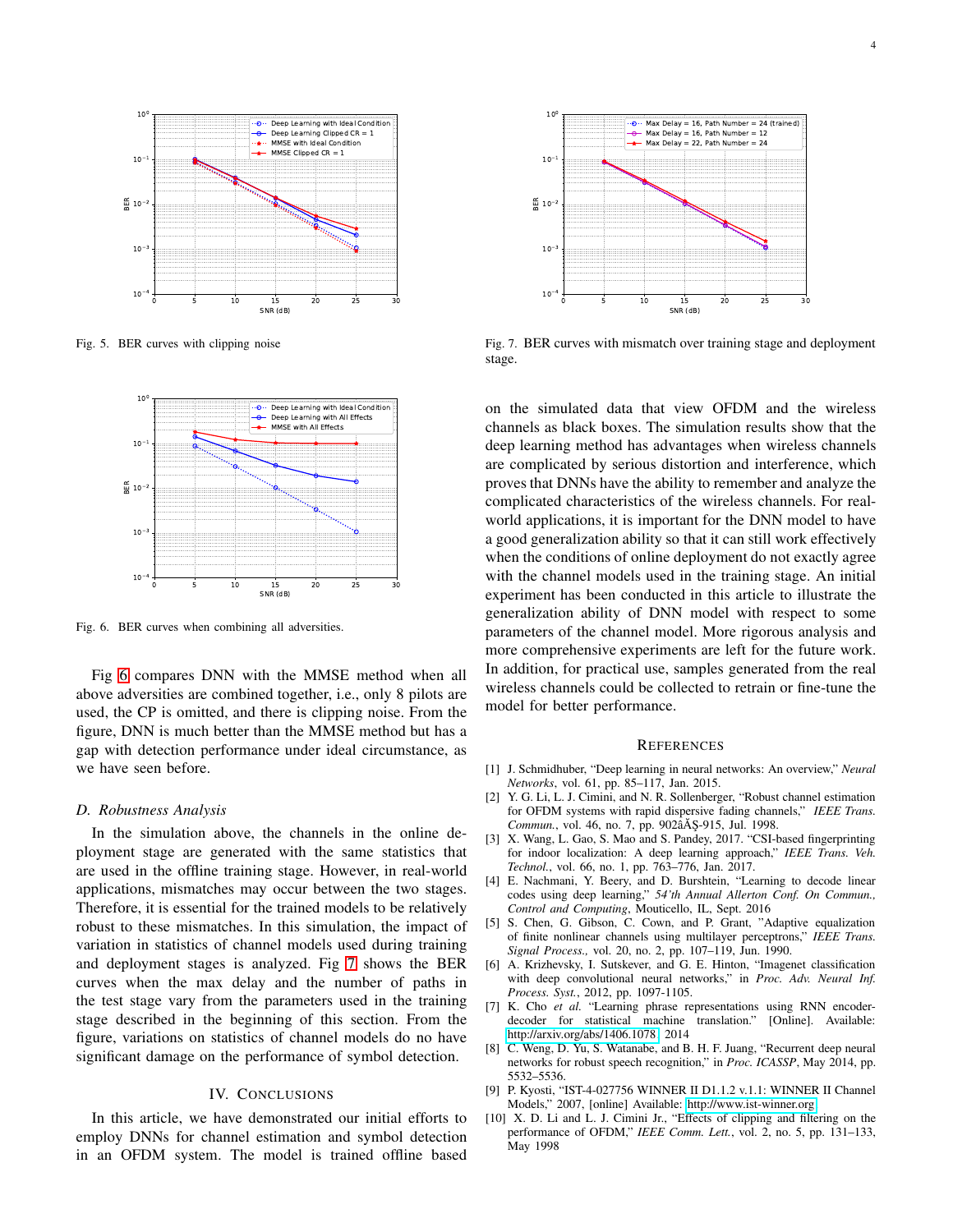10⁰
10⁻¹
10⁻²
10⁻³
10⁻⁴
BER
0 5 10 15 20 25 30
SNR (dB)
Deep Learning with Ideal Condition
Deep Learning Clipped CR = 1
MMSE with Ideal Condition
MMSE Clipped CR = 1

Fig. 5. BER curves with clipping noise

10⁰
10⁻¹
10⁻²
10⁻³
10⁻⁴
BER
0 5 10 15 20 25 30
SNR (dB)
Deep Learning with Ideal Condition
Deep Learning with All Effects
MMSE with All Effects

Fig. 6. BER curves when combining all adversities.

Fig 6 compares DNN with the MMSE method when all above adversities are combined together, i.e., only 8 pilots are used, the CP is omitted, and there is clipping noise. From the figure, DNN is much better than the MMSE method but has a gap with detection performance under ideal circumstance, as we have seen before.

### D. Robustness Analysis

In the simulation above, the channels in the online deployment stage are generated with the same statistics that are used in the offline training stage. However, in real-world applications, mismatches may occur between the two stages. Therefore, it is essential for the trained models to be relatively robust to these mismatches. In this simulation, the impact of variation in statistics of channel models used during training and deployment stages is analyzed. Fig 7 shows the BER curves when the max delay and the number of paths in the test stage vary from the parameters used in the training stage described in the beginning of this section. From the figure, variations on statistics of channel models do no have significant damage on the performance of symbol detection.

10⁰
10⁻¹
10⁻²
10⁻³
10⁻⁴
BER
0 5 10 15 20 25 30
SNR (dB)
Max Delay = 16, Path Number = 24 (trained)
Max Delay = 16, Path Number = 12
Max Delay = 22, Path Number = 24

Fig. 7. BER curves with mismatch over training stage and deployment stage.

## IV. Conclusions

In this article, we have demonstrated our initial efforts to employ DNNs for channel estimation and symbol detection in an OFDM system. The model is trained offline based on the simulated data that view OFDM and the wireless channels as black boxes. The simulation results show that the deep learning method has advantages when wireless channels are complicated by serious distortion and interference, which proves that DNNs have the ability to remember and analyze the complicated characteristics of the wireless channels. For real-world applications, it is important for the DNN model to have a good generalization ability so that it can still work effectively when the conditions of online deployment do not exactly agree with the channel models used in the training stage. An initial experiment has been conducted in this article to illustrate the generalization ability of DNN model with respect to some parameters of the channel model. More rigorous analysis and more comprehensive experiments are left for the future work. In addition, for practical use, samples generated from the real wireless channels could be collected to retrain or fine-tune the model for better performance.

## References

[1] J. Schmidhuber, "Deep learning in neural networks: An overview," *Neural Networks*, vol. 61, pp. 85–117, Jan. 2015.

[2] Y. G. Li, L. J. Cimini, and N. R. Sollenberger, "Robust channel estimation for OFDM systems with rapid dispersive fading channels," *IEEE Trans. Commun.*, vol. 46, no. 7, pp. 902âĂŞ-915, Jul. 1998.

[3] X. Wang, L. Gao, S. Mao and S. Pandey, 2017. "CSI-based fingerprinting for indoor localization: A deep learning approach," *IEEE Trans. Veh. Technol.*, vol. 66, no. 1, pp. 763–776, Jan. 2017.

[4] E. Nachmani, Y. Beery, and D. Burshtein, "Learning to decode linear codes using deep learning," *54'th Annual Allerton Conf. On Commun., Control and Computing*, Mouticello, IL, Sept. 2016

[5] S. Chen, G. Gibson, C. Cown, and P. Grant, "Adaptive equalization of finite nonlinear channels using multilayer perceptrons," *IEEE Trans. Signal Process.*, vol. 20, no. 2, pp. 107–119, Jun. 1990.

[6] A. Krizhevsky, I. Sutskever, and G. E. Hinton, "Imagenet classification with deep convolutional neural networks," in *Proc. Adv. Neural Inf. Process. Syst.*, 2012, pp. 1097-1105.

[7] K. Cho *et al.* "Learning phrase representations using RNN encoder-decoder for statistical machine translation." [Online]. Available: http://arxiv.org/abs/1406.1078, 2014

[8] C. Weng, D. Yu, S. Watanabe, and B. H. F. Juang, "Recurrent deep neural networks for robust speech recognition," in *Proc. ICASSP*, May 2014, pp. 5532–5536.

[9] P. Kyosti, "IST-4-027756 WINNER II D1.1.2 v.1.1: WINNER II Channel Models," 2007, [online] Available: http://www.ist-winner.org

[10] X. D. Li and L. J. Cimini Jr., "Effects of clipping and filtering on the performance of OFDM," *IEEE Comm. Lett.*, vol. 2, no. 5, pp. 131–133, May 1998